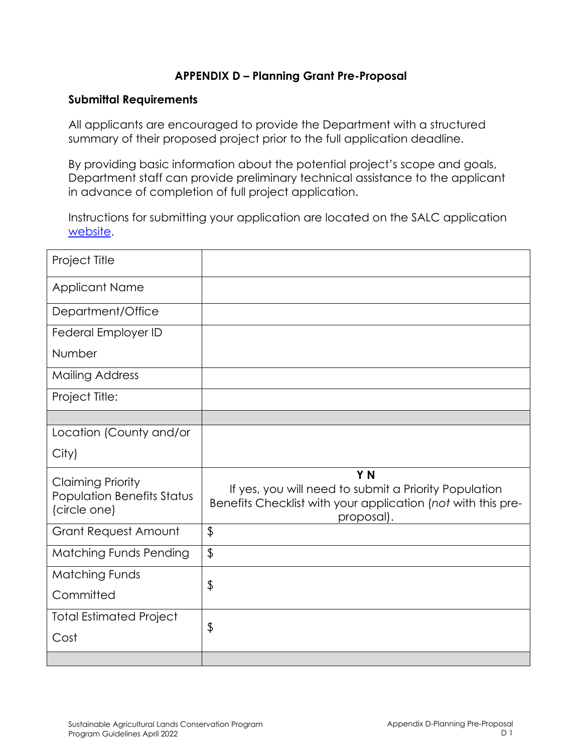## APPENDIX D – Planning Grant Pre-Proposal

### Submittal Requirements

All applicants are encouraged to provide the Department with a structured summary of their proposed project prior to the full application deadline.

By providing basic information about the potential project's scope and goals, Department staff can provide preliminary technical assistance to the applicant in advance of completion of full project application.

Instructions for submitting your application are located on the SALC application website.

| Project Title | |
|---|---|
| Applicant Name | |
| Department/Office | |
| Federal Employer ID Number | |
| Mailing Address | |
| Project Title: | |
| | |
| Location (County and/or City) | |
| Claiming Priority Population Benefits Status (circle one) | **Y N** If yes, you will need to submit a Priority Population Benefits Checklist with your application (*not* with this pre-proposal). |
| Grant Request Amount | $ |
| Matching Funds Pending | $ |
| Matching Funds Committed | $ |
| Total Estimated Project Cost | $ |
| | |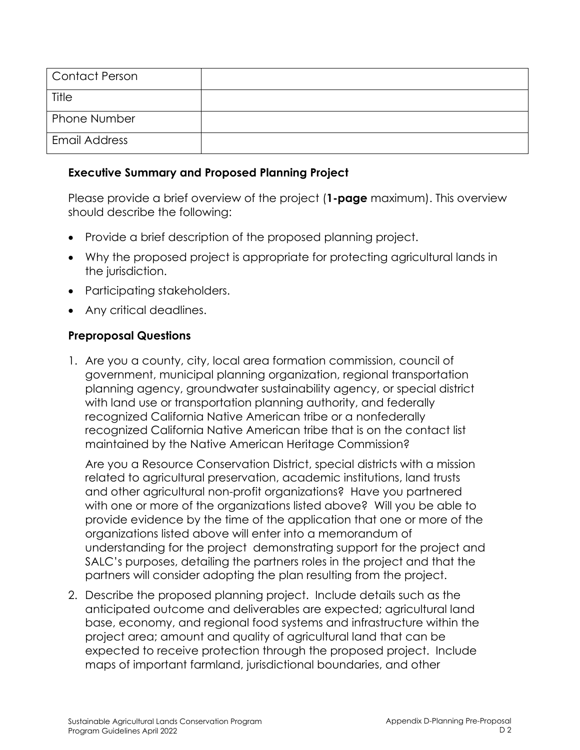| Contact Person | |
|---|---|
| Title | |
| Phone Number | |
| Email Address | |

### Executive Summary and Proposed Planning Project

Please provide a brief overview of the project (**1-page** maximum). This overview should describe the following:

- Provide a brief description of the proposed planning project.
- Why the proposed project is appropriate for protecting agricultural lands in the jurisdiction.
- Participating stakeholders.
- Any critical deadlines.

### Preproposal Questions

1. Are you a county, city, local area formation commission, council of government, municipal planning organization, regional transportation planning agency, groundwater sustainability agency, or special district with land use or transportation planning authority, and federally recognized California Native American tribe or a nonfederally recognized California Native American tribe that is on the contact list maintained by the Native American Heritage Commission?

   Are you a Resource Conservation District, special districts with a mission related to agricultural preservation, academic institutions, land trusts and other agricultural non-profit organizations? Have you partnered with one or more of the organizations listed above? Will you be able to provide evidence by the time of the application that one or more of the organizations listed above will enter into a memorandum of understanding for the project demonstrating support for the project and SALC's purposes, detailing the partners roles in the project and that the partners will consider adopting the plan resulting from the project.

2. Describe the proposed planning project. Include details such as the anticipated outcome and deliverables are expected; agricultural land base, economy, and regional food systems and infrastructure within the project area; amount and quality of agricultural land that can be expected to receive protection through the proposed project. Include maps of important farmland, jurisdictional boundaries, and other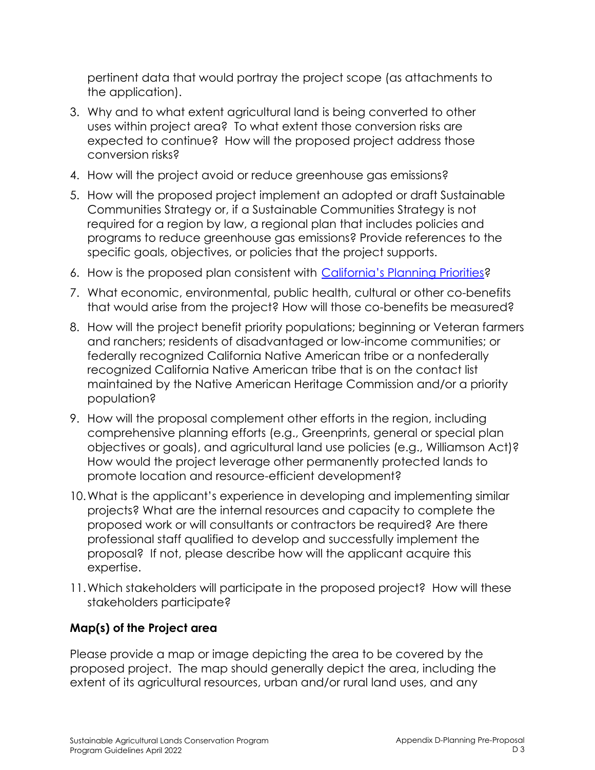pertinent data that would portray the project scope (as attachments to the application).

3. Why and to what extent agricultural land is being converted to other uses within project area? To what extent those conversion risks are expected to continue? How will the proposed project address those conversion risks?
4. How will the project avoid or reduce greenhouse gas emissions?
5. How will the proposed project implement an adopted or draft Sustainable Communities Strategy or, if a Sustainable Communities Strategy is not required for a region by law, a regional plan that includes policies and programs to reduce greenhouse gas emissions? Provide references to the specific goals, objectives, or policies that the project supports.
6. How is the proposed plan consistent with California's Planning Priorities?
7. What economic, environmental, public health, cultural or other co-benefits that would arise from the project? How will those co-benefits be measured?
8. How will the project benefit priority populations; beginning or Veteran farmers and ranchers; residents of disadvantaged or low-income communities; or federally recognized California Native American tribe or a nonfederally recognized California Native American tribe that is on the contact list maintained by the Native American Heritage Commission and/or a priority population?
9. How will the proposal complement other efforts in the region, including comprehensive planning efforts (e.g., Greenprints, general or special plan objectives or goals), and agricultural land use policies (e.g., Williamson Act)? How would the project leverage other permanently protected lands to promote location and resource-efficient development?
10. What is the applicant's experience in developing and implementing similar projects? What are the internal resources and capacity to complete the proposed work or will consultants or contractors be required? Are there professional staff qualified to develop and successfully implement the proposal? If not, please describe how will the applicant acquire this expertise.
11. Which stakeholders will participate in the proposed project? How will these stakeholders participate?

**Map(s) of the Project area**

Please provide a map or image depicting the area to be covered by the proposed project. The map should generally depict the area, including the extent of its agricultural resources, urban and/or rural land uses, and any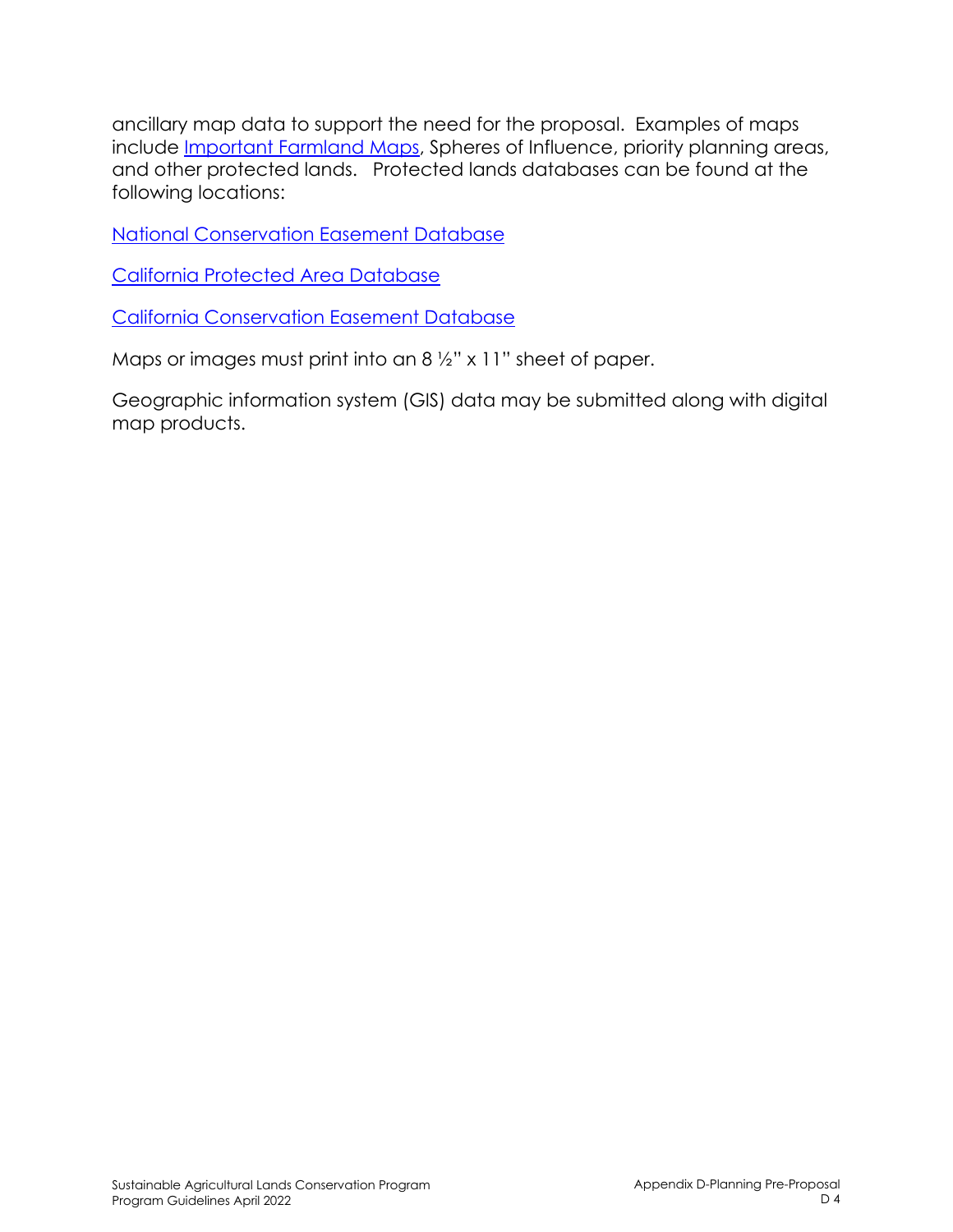ancillary map data to support the need for the proposal. Examples of maps include Important Farmland Maps, Spheres of Influence, priority planning areas, and other protected lands. Protected lands databases can be found at the following locations:

National Conservation Easement Database

California Protected Area Database

California Conservation Easement Database

Maps or images must print into an 8 ½" x 11" sheet of paper.

Geographic information system (GIS) data may be submitted along with digital map products.